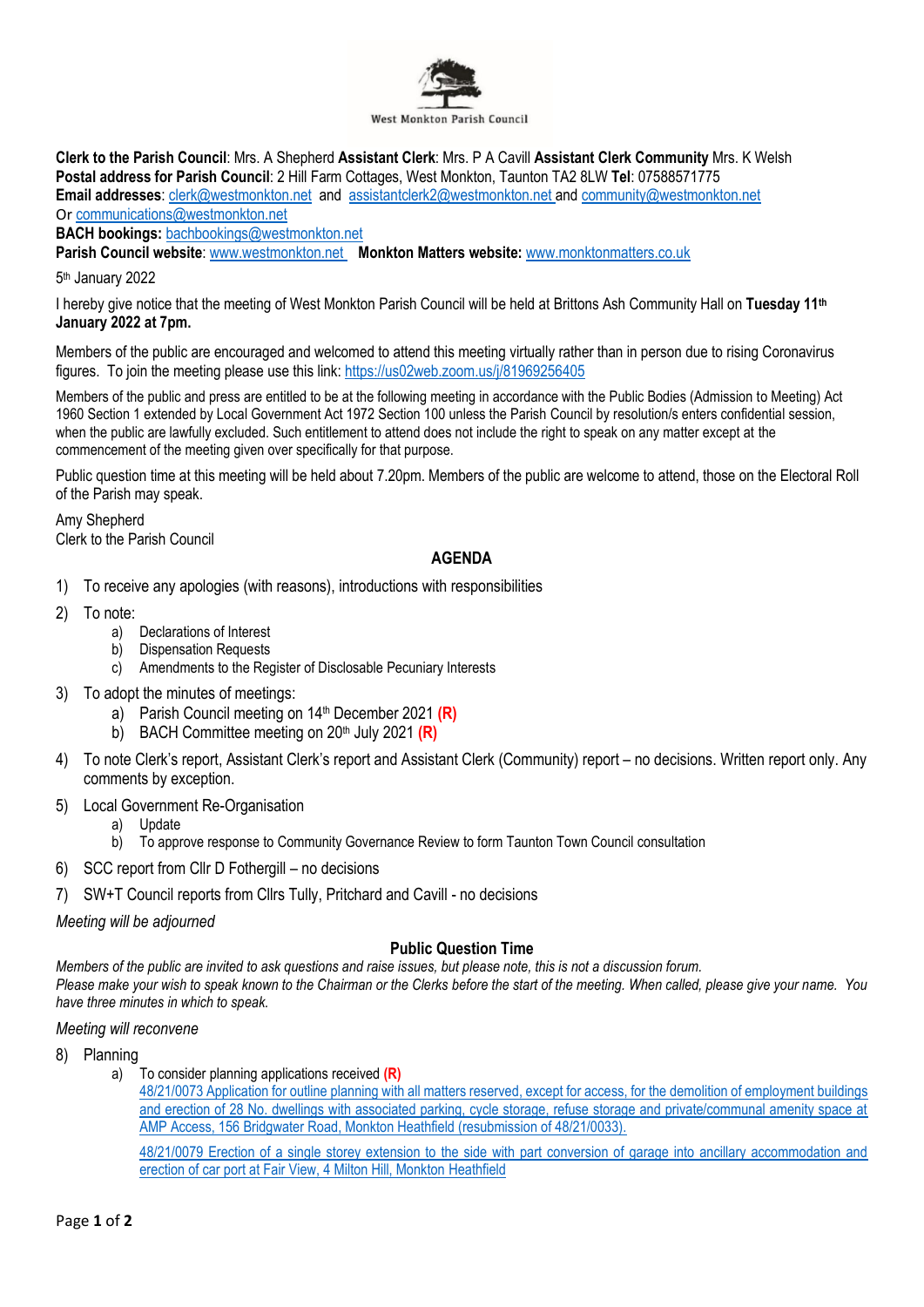West Monkton Parish Council

**Clerk to the Parish Council**: Mrs. A Shepherd **Assistant Clerk**: Mrs. P A Cavill **Assistant Clerk Community** Mrs. K Welsh
**Postal address for Parish Council**: 2 Hill Farm Cottages, West Monkton, Taunton TA2 8LW **Tel**: 07588571775
**Email addresses**: clerk@westmonkton.net and assistantclerk2@westmonkton.net and community@westmonkton.net
Or communications@westmonkton.net
**BACH bookings:** bachbookings@westmonkton.net
**Parish Council website**: www.westmonkton.net **Monkton Matters website:** www.monktonmatters.co.uk

5th January 2022

I hereby give notice that the meeting of West Monkton Parish Council will be held at Brittons Ash Community Hall on **Tuesday 11th January 2022 at 7pm.**

Members of the public are encouraged and welcomed to attend this meeting virtually rather than in person due to rising Coronavirus figures. To join the meeting please use this link: https://us02web.zoom.us/j/81969256405

Members of the public and press are entitled to be at the following meeting in accordance with the Public Bodies (Admission to Meeting) Act 1960 Section 1 extended by Local Government Act 1972 Section 100 unless the Parish Council by resolution/s enters confidential session, when the public are lawfully excluded. Such entitlement to attend does not include the right to speak on any matter except at the commencement of the meeting given over specifically for that purpose.

Public question time at this meeting will be held about 7.20pm. Members of the public are welcome to attend, those on the Electoral Roll of the Parish may speak.

Amy Shepherd
Clerk to the Parish Council

## AGENDA

1) To receive any apologies (with reasons), introductions with responsibilities
2) To note:
   a) Declarations of Interest
   b) Dispensation Requests
   c) Amendments to the Register of Disclosable Pecuniary Interests
3) To adopt the minutes of meetings:
   a) Parish Council meeting on 14th December 2021 **(R)**
   b) BACH Committee meeting on 20th July 2021 **(R)**
4) To note Clerk's report, Assistant Clerk's report and Assistant Clerk (Community) report – no decisions. Written report only. Any comments by exception.
5) Local Government Re-Organisation
   a) Update
   b) To approve response to Community Governance Review to form Taunton Town Council consultation
6) SCC report from Cllr D Fothergill – no decisions
7) SW+T Council reports from Cllrs Tully, Pritchard and Cavill - no decisions

*Meeting will be adjourned*

### Public Question Time

*Members of the public are invited to ask questions and raise issues, but please note, this is not a discussion forum.*
*Please make your wish to speak known to the Chairman or the Clerks before the start of the meeting. When called, please give your name. You have three minutes in which to speak.*

*Meeting will reconvene*

8) Planning
   a) To consider planning applications received **(R)**

      48/21/0073 Application for outline planning with all matters reserved, except for access, for the demolition of employment buildings and erection of 28 No. dwellings with associated parking, cycle storage, refuse storage and private/communal amenity space at AMP Access, 156 Bridgwater Road, Monkton Heathfield (resubmission of 48/21/0033).

      48/21/0079 Erection of a single storey extension to the side with part conversion of garage into ancillary accommodation and erection of car port at Fair View, 4 Milton Hill, Monkton Heathfield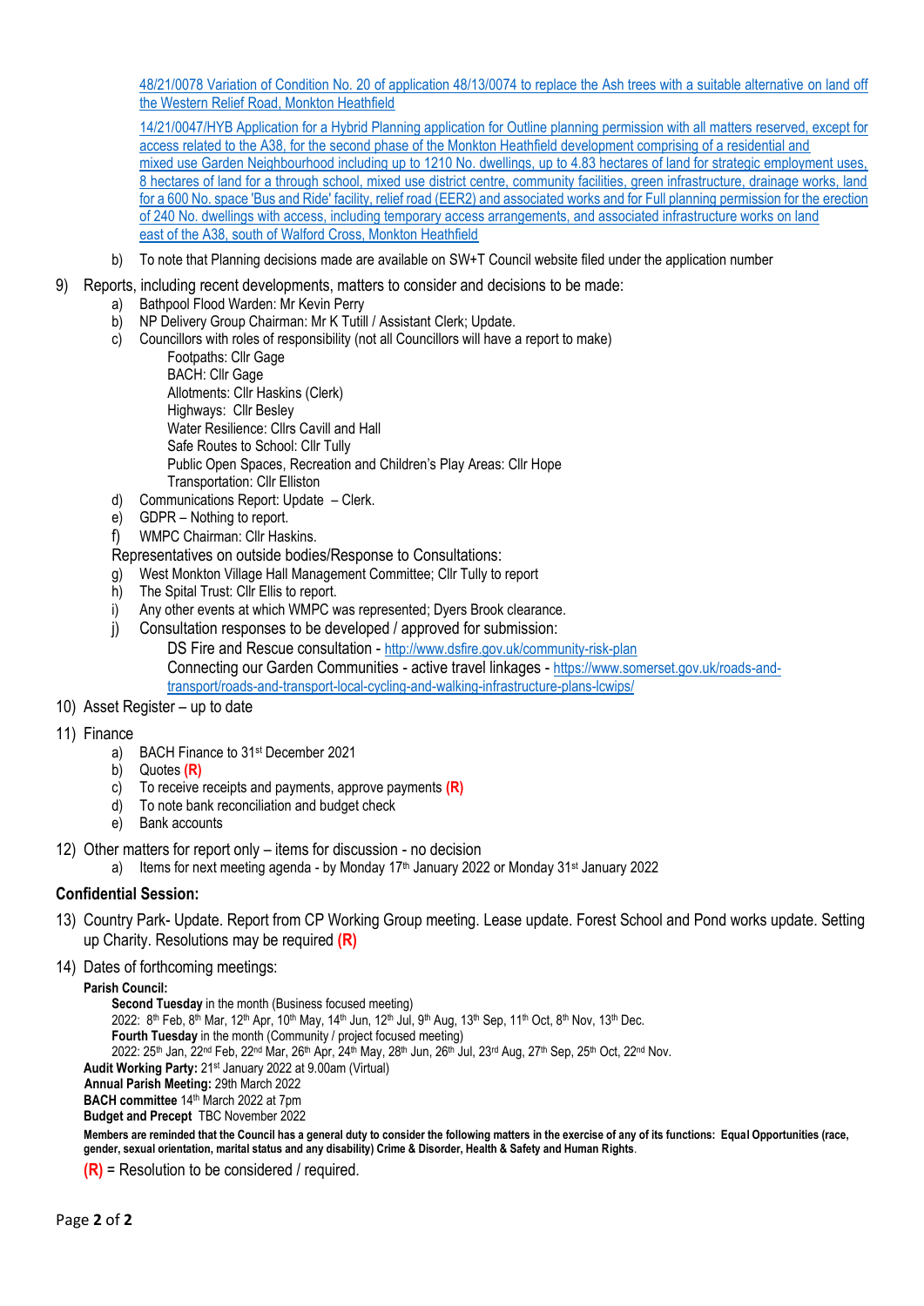48/21/0078 Variation of Condition No. 20 of application 48/13/0074 to replace the Ash trees with a suitable alternative on land off the Western Relief Road, Monkton Heathfield

14/21/0047/HYB Application for a Hybrid Planning application for Outline planning permission with all matters reserved, except for access related to the A38, for the second phase of the Monkton Heathfield development comprising of a residential and mixed use Garden Neighbourhood including up to 1210 No. dwellings, up to 4.83 hectares of land for strategic employment uses, 8 hectares of land for a through school, mixed use district centre, community facilities, green infrastructure, drainage works, land for a 600 No. space 'Bus and Ride' facility, relief road (EER2) and associated works and for Full planning permission for the erection of 240 No. dwellings with access, including temporary access arrangements, and associated infrastructure works on land east of the A38, south of Walford Cross, Monkton Heathfield

b) To note that Planning decisions made are available on SW+T Council website filed under the application number

9) Reports, including recent developments, matters to consider and decisions to be made:
   a) Bathpool Flood Warden: Mr Kevin Perry
   b) NP Delivery Group Chairman: Mr K Tutill / Assistant Clerk; Update.
   c) Councillors with roles of responsibility (not all Councillors will have a report to make)
      - Footpaths: Cllr Gage
      - BACH: Cllr Gage
      - Allotments: Cllr Haskins (Clerk)
      - Highways: Cllr Besley
      - Water Resilience: Cllrs Cavill and Hall
      - Safe Routes to School: Cllr Tully
      - Public Open Spaces, Recreation and Children's Play Areas: Cllr Hope
      - Transportation: Cllr Elliston
   d) Communications Report: Update – Clerk.
   e) GDPR – Nothing to report.
   f) WMPC Chairman: Cllr Haskins.

   Representatives on outside bodies/Response to Consultations:

   g) West Monkton Village Hall Management Committee; Cllr Tully to report
   h) The Spital Trust: Cllr Ellis to report.
   i) Any other events at which WMPC was represented; Dyers Brook clearance.
   j) Consultation responses to be developed / approved for submission:
      - DS Fire and Rescue consultation - http://www.dsfire.gov.uk/community-risk-plan
      - Connecting our Garden Communities - active travel linkages - https://www.somerset.gov.uk/roads-and-transport/roads-and-transport-local-cycling-and-walking-infrastructure-plans-lcwips/

10) Asset Register – up to date

11) Finance
   a) BACH Finance to 31st December 2021
   b) Quotes **(R)**
   c) To receive receipts and payments, approve payments **(R)**
   d) To note bank reconciliation and budget check
   e) Bank accounts

12) Other matters for report only – items for discussion - no decision
   a) Items for next meeting agenda - by Monday 17th January 2022 or Monday 31st January 2022

## Confidential Session:

13) Country Park- Update. Report from CP Working Group meeting. Lease update. Forest School and Pond works update. Setting up Charity. Resolutions may be required **(R)**

14) Dates of forthcoming meetings:

**Parish Council:**

**Second Tuesday** in the month (Business focused meeting)
2022: 8th Feb, 8th Mar, 12th Apr, 10th May, 14th Jun, 12th Jul, 9th Aug, 13th Sep, 11th Oct, 8th Nov, 13th Dec.

**Fourth Tuesday** in the month (Community / project focused meeting)
2022: 25th Jan, 22nd Feb, 22nd Mar, 26th Apr, 24th May, 28th Jun, 26th Jul, 23rd Aug, 27th Sep, 25th Oct, 22nd Nov.

**Audit Working Party:** 21st January 2022 at 9.00am (Virtual)

**Annual Parish Meeting:** 29th March 2022

**BACH committee** 14th March 2022 at 7pm

**Budget and Precept** TBC November 2022

**Members are reminded that the Council has a general duty to consider the following matters in the exercise of any of its functions: Equal Opportunities (race, gender, sexual orientation, marital status and any disability) Crime & Disorder, Health & Safety and Human Rights**.

**(R)** = Resolution to be considered / required.